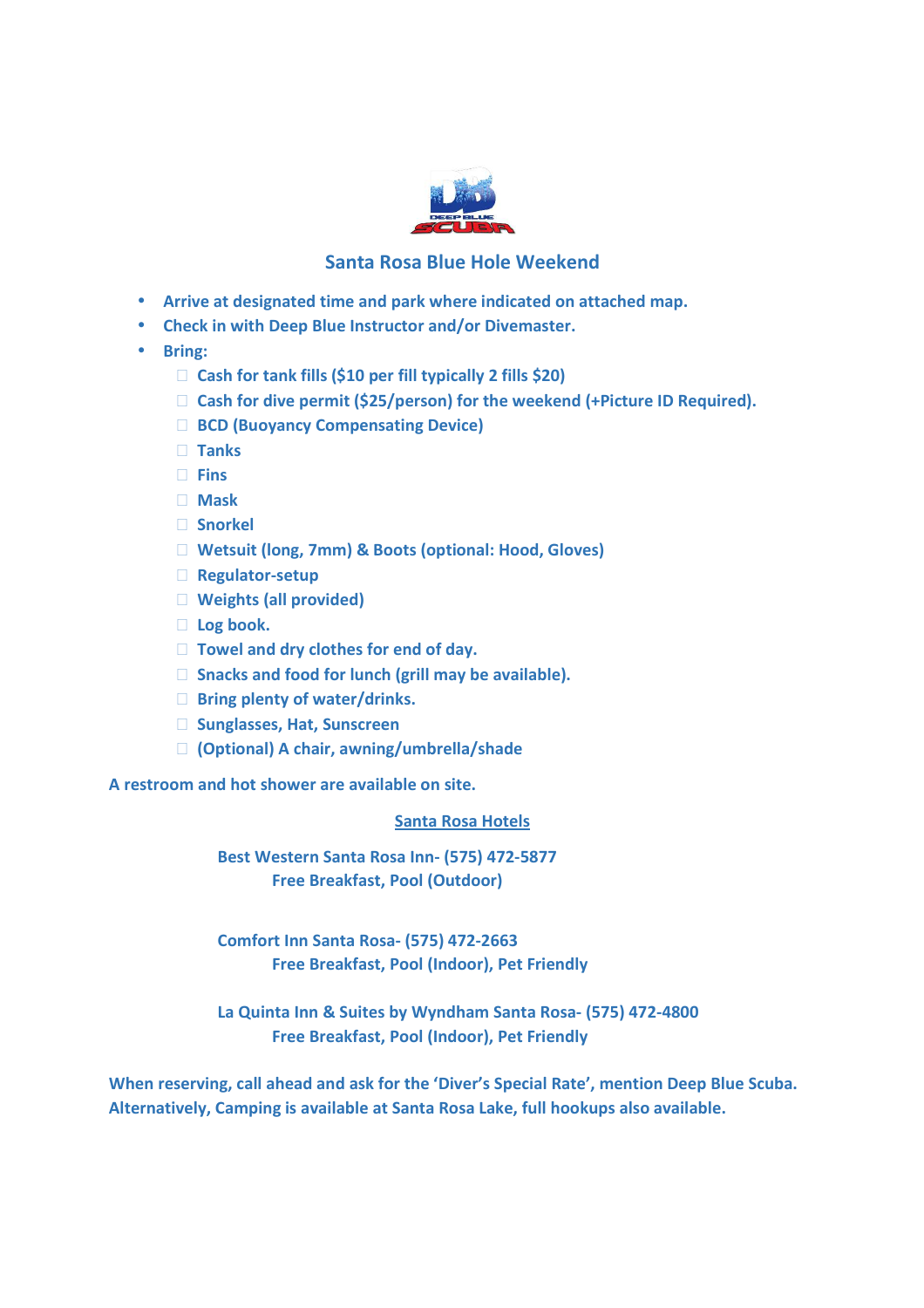# Santa Rosa Blue Hole Weekend

- Arrive at designated time and park where indicated on attached map.
- Check in with Deep Blue Instructor and/or Divemaster.
- Bring:
  - [ ] Cash for tank fills ($10 per fill typically 2 fills $20)
  - [ ] Cash for dive permit ($25/person) for the weekend (+Picture ID Required).
  - [ ] BCD (Buoyancy Compensating Device)
  - [ ] Tanks
  - [ ] Fins
  - [ ] Mask
  - [ ] Snorkel
  - [ ] Wetsuit (long, 7mm) & Boots (optional: Hood, Gloves)
  - [ ] Regulator-setup
  - [ ] Weights (all provided)
  - [ ] Log book.
  - [ ] Towel and dry clothes for end of day.
  - [ ] Snacks and food for lunch (grill may be available).
  - [ ] Bring plenty of water/drinks.
  - [ ] Sunglasses, Hat, Sunscreen
  - [ ] (Optional) A chair, awning/umbrella/shade

A restroom and hot shower are available on site.

## Santa Rosa Hotels

**Best Western Santa Rosa Inn- (575) 472-5877**
Free Breakfast, Pool (Outdoor)

**Comfort Inn Santa Rosa- (575) 472-2663**
Free Breakfast, Pool (Indoor), Pet Friendly

**La Quinta Inn & Suites by Wyndham Santa Rosa- (575) 472-4800**
Free Breakfast, Pool (Indoor), Pet Friendly

When reserving, call ahead and ask for the 'Diver's Special Rate', mention Deep Blue Scuba.
Alternatively, Camping is available at Santa Rosa Lake, full hookups also available.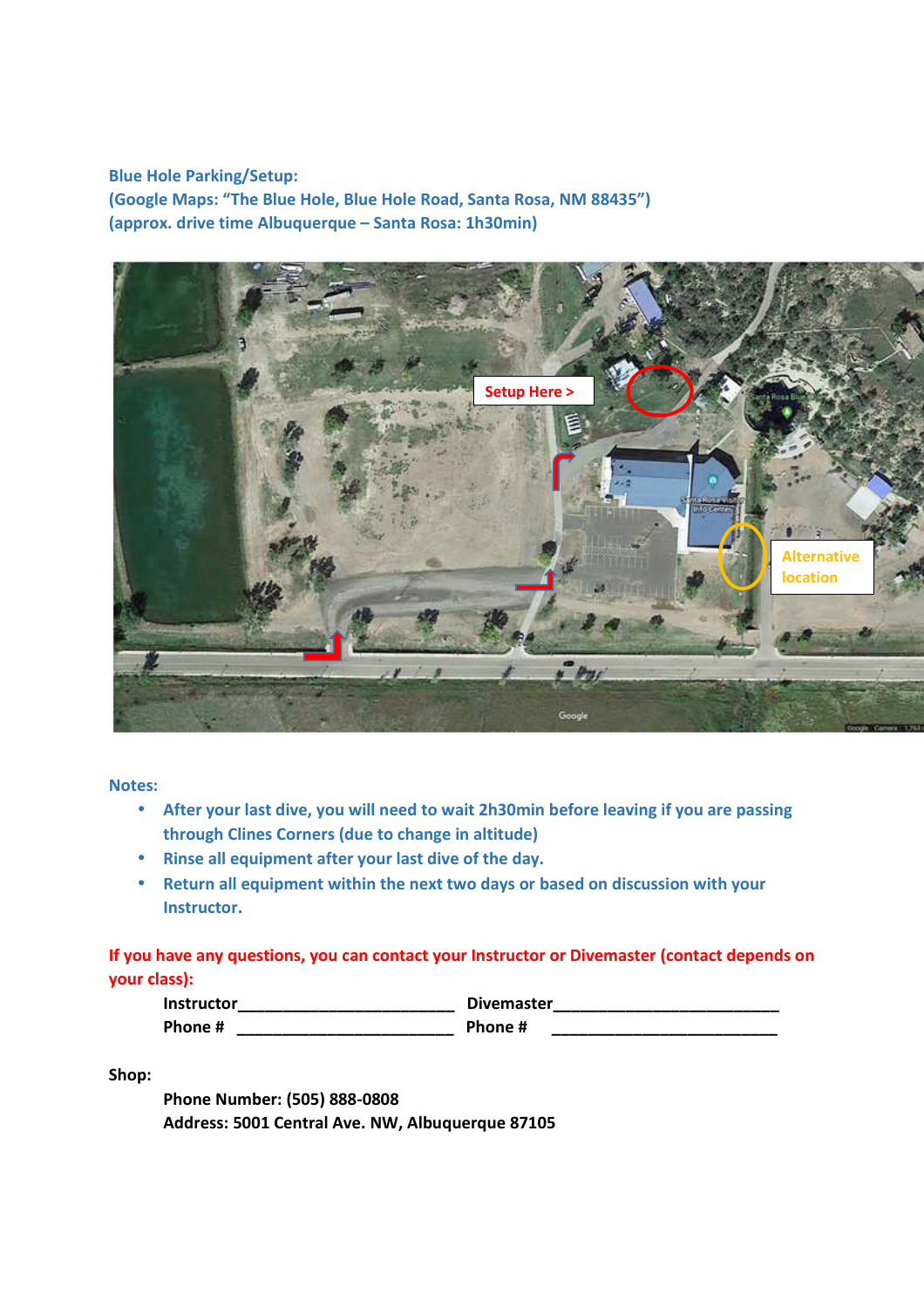**Blue Hole Parking/Setup:**
**(Google Maps: "The Blue Hole, Blue Hole Road, Santa Rosa, NM 88435")**
**(approx. drive time Albuquerque – Santa Rosa: 1h30min)**

Setup Here >

Alternative location

**Notes:**

- **After your last dive, you will need to wait 2h30min before leaving if you are passing through Clines Corners (due to change in altitude)**
- **Rinse all equipment after your last dive of the day.**
- **Return all equipment within the next two days or based on discussion with your Instructor.**

**If you have any questions, you can contact your Instructor or Divemaster (contact depends on your class):**

**Instructor**________________________ **Divemaster**_________________________
**Phone #** ________________________ **Phone #** _________________________

**Shop:**

**Phone Number: (505) 888-0808**
**Address: 5001 Central Ave. NW, Albuquerque 87105**